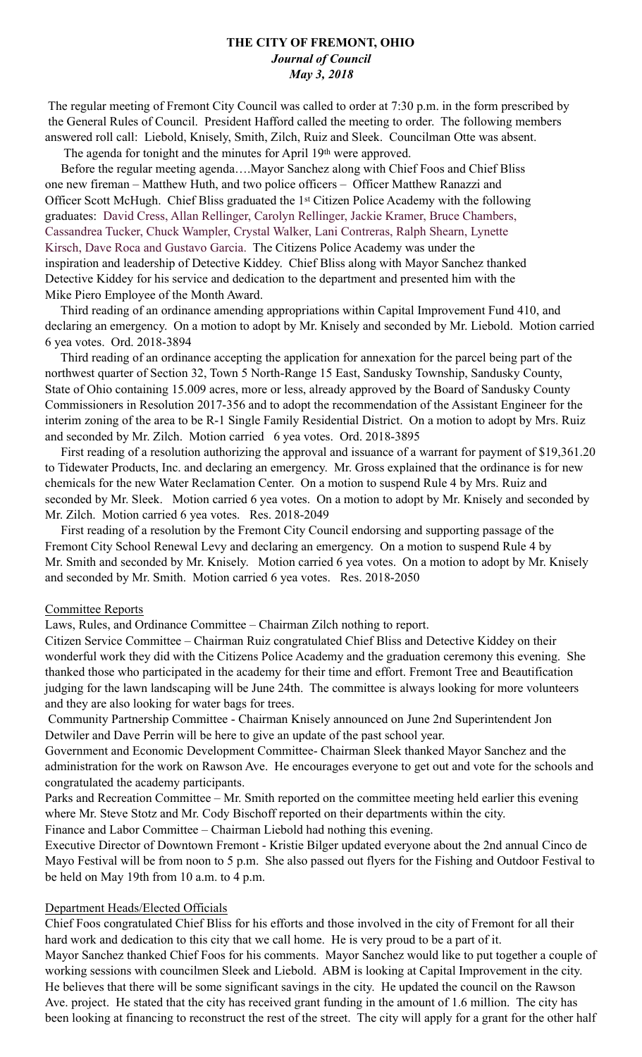**THE CITY OF FREMONT, OHIO**
***Journal of Council***
***May 3, 2018***

The regular meeting of Fremont City Council was called to order at 7:30 p.m. in the form prescribed by the General Rules of Council. President Hafford called the meeting to order. The following members answered roll call: Liebold, Knisely, Smith, Zilch, Ruiz and Sleek. Councilman Otte was absent.

The agenda for tonight and the minutes for April 19th were approved.

Before the regular meeting agenda….Mayor Sanchez along with Chief Foos and Chief Bliss one new fireman – Matthew Huth, and two police officers – Officer Matthew Ranazzi and Officer Scott McHugh. Chief Bliss graduated the 1st Citizen Police Academy with the following graduates: David Cress, Allan Rellinger, Carolyn Rellinger, Jackie Kramer, Bruce Chambers, Cassandrea Tucker, Chuck Wampler, Crystal Walker, Lani Contreras, Ralph Shearn, Lynette Kirsch, Dave Roca and Gustavo Garcia. The Citizens Police Academy was under the inspiration and leadership of Detective Kiddey. Chief Bliss along with Mayor Sanchez thanked Detective Kiddey for his service and dedication to the department and presented him with the Mike Piero Employee of the Month Award.

Third reading of an ordinance amending appropriations within Capital Improvement Fund 410, and declaring an emergency. On a motion to adopt by Mr. Knisely and seconded by Mr. Liebold. Motion carried 6 yea votes. Ord. 2018-3894

Third reading of an ordinance accepting the application for annexation for the parcel being part of the northwest quarter of Section 32, Town 5 North-Range 15 East, Sandusky Township, Sandusky County, State of Ohio containing 15.009 acres, more or less, already approved by the Board of Sandusky County Commissioners in Resolution 2017-356 and to adopt the recommendation of the Assistant Engineer for the interim zoning of the area to be R-1 Single Family Residential District. On a motion to adopt by Mrs. Ruiz and seconded by Mr. Zilch. Motion carried 6 yea votes. Ord. 2018-3895

First reading of a resolution authorizing the approval and issuance of a warrant for payment of $19,361.20 to Tidewater Products, Inc. and declaring an emergency. Mr. Gross explained that the ordinance is for new chemicals for the new Water Reclamation Center. On a motion to suspend Rule 4 by Mrs. Ruiz and seconded by Mr. Sleek. Motion carried 6 yea votes. On a motion to adopt by Mr. Knisely and seconded by Mr. Zilch. Motion carried 6 yea votes. Res. 2018-2049

First reading of a resolution by the Fremont City Council endorsing and supporting passage of the Fremont City School Renewal Levy and declaring an emergency. On a motion to suspend Rule 4 by Mr. Smith and seconded by Mr. Knisely. Motion carried 6 yea votes. On a motion to adopt by Mr. Knisely and seconded by Mr. Smith. Motion carried 6 yea votes. Res. 2018-2050

Committee Reports

Laws, Rules, and Ordinance Committee – Chairman Zilch nothing to report.

Citizen Service Committee – Chairman Ruiz congratulated Chief Bliss and Detective Kiddey on their wonderful work they did with the Citizens Police Academy and the graduation ceremony this evening. She thanked those who participated in the academy for their time and effort. Fremont Tree and Beautification judging for the lawn landscaping will be June 24th. The committee is always looking for more volunteers and they are also looking for water bags for trees.

Community Partnership Committee - Chairman Knisely announced on June 2nd Superintendent Jon Detwiler and Dave Perrin will be here to give an update of the past school year.

Government and Economic Development Committee- Chairman Sleek thanked Mayor Sanchez and the administration for the work on Rawson Ave. He encourages everyone to get out and vote for the schools and congratulated the academy participants.

Parks and Recreation Committee – Mr. Smith reported on the committee meeting held earlier this evening where Mr. Steve Stotz and Mr. Cody Bischoff reported on their departments within the city.

Finance and Labor Committee – Chairman Liebold had nothing this evening.

Executive Director of Downtown Fremont - Kristie Bilger updated everyone about the 2nd annual Cinco de Mayo Festival will be from noon to 5 p.m. She also passed out flyers for the Fishing and Outdoor Festival to be held on May 19th from 10 a.m. to 4 p.m.

Department Heads/Elected Officials

Chief Foos congratulated Chief Bliss for his efforts and those involved in the city of Fremont for all their hard work and dedication to this city that we call home. He is very proud to be a part of it.

Mayor Sanchez thanked Chief Foos for his comments. Mayor Sanchez would like to put together a couple of working sessions with councilmen Sleek and Liebold. ABM is looking at Capital Improvement in the city. He believes that there will be some significant savings in the city. He updated the council on the Rawson Ave. project. He stated that the city has received grant funding in the amount of 1.6 million. The city has been looking at financing to reconstruct the rest of the street. The city will apply for a grant for the other half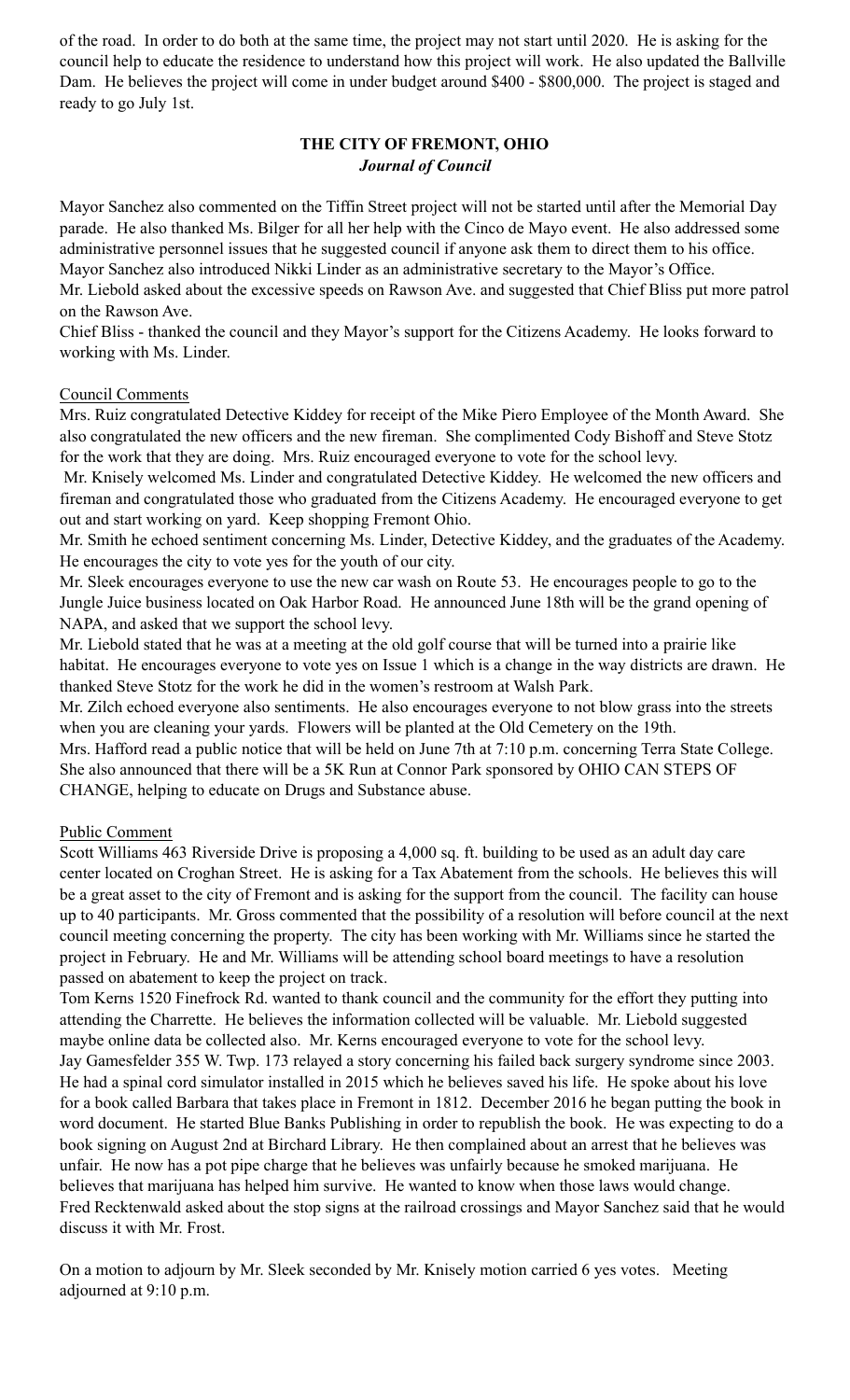of the road. In order to do both at the same time, the project may not start until 2020. He is asking for the council help to educate the residence to understand how this project will work. He also updated the Ballville Dam. He believes the project will come in under budget around $400 - $800,000. The project is staged and ready to go July 1st.

**THE CITY OF FREMONT, OHIO**
***Journal of Council***

Mayor Sanchez also commented on the Tiffin Street project will not be started until after the Memorial Day parade. He also thanked Ms. Bilger for all her help with the Cinco de Mayo event. He also addressed some administrative personnel issues that he suggested council if anyone ask them to direct them to his office. Mayor Sanchez also introduced Nikki Linder as an administrative secretary to the Mayor's Office.
Mr. Liebold asked about the excessive speeds on Rawson Ave. and suggested that Chief Bliss put more patrol on the Rawson Ave.
Chief Bliss - thanked the council and they Mayor's support for the Citizens Academy. He looks forward to working with Ms. Linder.

Council Comments

Mrs. Ruiz congratulated Detective Kiddey for receipt of the Mike Piero Employee of the Month Award. She also congratulated the new officers and the new fireman. She complimented Cody Bishoff and Steve Stotz for the work that they are doing. Mrs. Ruiz encouraged everyone to vote for the school levy.
Mr. Knisely welcomed Ms. Linder and congratulated Detective Kiddey. He welcomed the new officers and fireman and congratulated those who graduated from the Citizens Academy. He encouraged everyone to get out and start working on yard. Keep shopping Fremont Ohio.
Mr. Smith he echoed sentiment concerning Ms. Linder, Detective Kiddey, and the graduates of the Academy. He encourages the city to vote yes for the youth of our city.
Mr. Sleek encourages everyone to use the new car wash on Route 53. He encourages people to go to the Jungle Juice business located on Oak Harbor Road. He announced June 18th will be the grand opening of NAPA, and asked that we support the school levy.
Mr. Liebold stated that he was at a meeting at the old golf course that will be turned into a prairie like habitat. He encourages everyone to vote yes on Issue 1 which is a change in the way districts are drawn. He thanked Steve Stotz for the work he did in the women's restroom at Walsh Park.
Mr. Zilch echoed everyone also sentiments. He also encourages everyone to not blow grass into the streets when you are cleaning your yards. Flowers will be planted at the Old Cemetery on the 19th.
Mrs. Hafford read a public notice that will be held on June 7th at 7:10 p.m. concerning Terra State College. She also announced that there will be a 5K Run at Connor Park sponsored by OHIO CAN STEPS OF CHANGE, helping to educate on Drugs and Substance abuse.

Public Comment

Scott Williams 463 Riverside Drive is proposing a 4,000 sq. ft. building to be used as an adult day care center located on Croghan Street. He is asking for a Tax Abatement from the schools. He believes this will be a great asset to the city of Fremont and is asking for the support from the council. The facility can house up to 40 participants. Mr. Gross commented that the possibility of a resolution will before council at the next council meeting concerning the property. The city has been working with Mr. Williams since he started the project in February. He and Mr. Williams will be attending school board meetings to have a resolution passed on abatement to keep the project on track.
Tom Kerns 1520 Finefrock Rd. wanted to thank council and the community for the effort they putting into attending the Charrette. He believes the information collected will be valuable. Mr. Liebold suggested maybe online data be collected also. Mr. Kerns encouraged everyone to vote for the school levy.
Jay Gamesfelder 355 W. Twp. 173 relayed a story concerning his failed back surgery syndrome since 2003. He had a spinal cord simulator installed in 2015 which he believes saved his life. He spoke about his love for a book called Barbara that takes place in Fremont in 1812. December 2016 he began putting the book in word document. He started Blue Banks Publishing in order to republish the book. He was expecting to do a book signing on August 2nd at Birchard Library. He then complained about an arrest that he believes was unfair. He now has a pot pipe charge that he believes was unfairly because he smoked marijuana. He believes that marijuana has helped him survive. He wanted to know when those laws would change.
Fred Recktenwald asked about the stop signs at the railroad crossings and Mayor Sanchez said that he would discuss it with Mr. Frost.

On a motion to adjourn by Mr. Sleek seconded by Mr. Knisely motion carried 6 yes votes. Meeting adjourned at 9:10 p.m.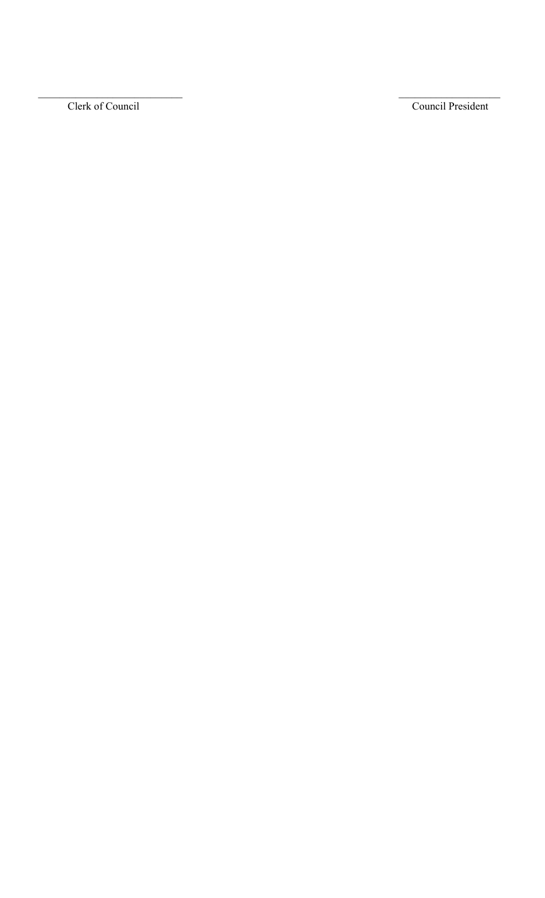\_\_\_\_\_\_\_\_\_\_\_\_\_\_\_\_\_\_\_\_\_\_\_\_\_\_\_\_\_\_
Clerk of Council

\_\_\_\_\_\_\_\_\_\_\_\_\_\_\_\_\_\_\_\_\_\_\_\_\_\_\_\_\_\_
Council President